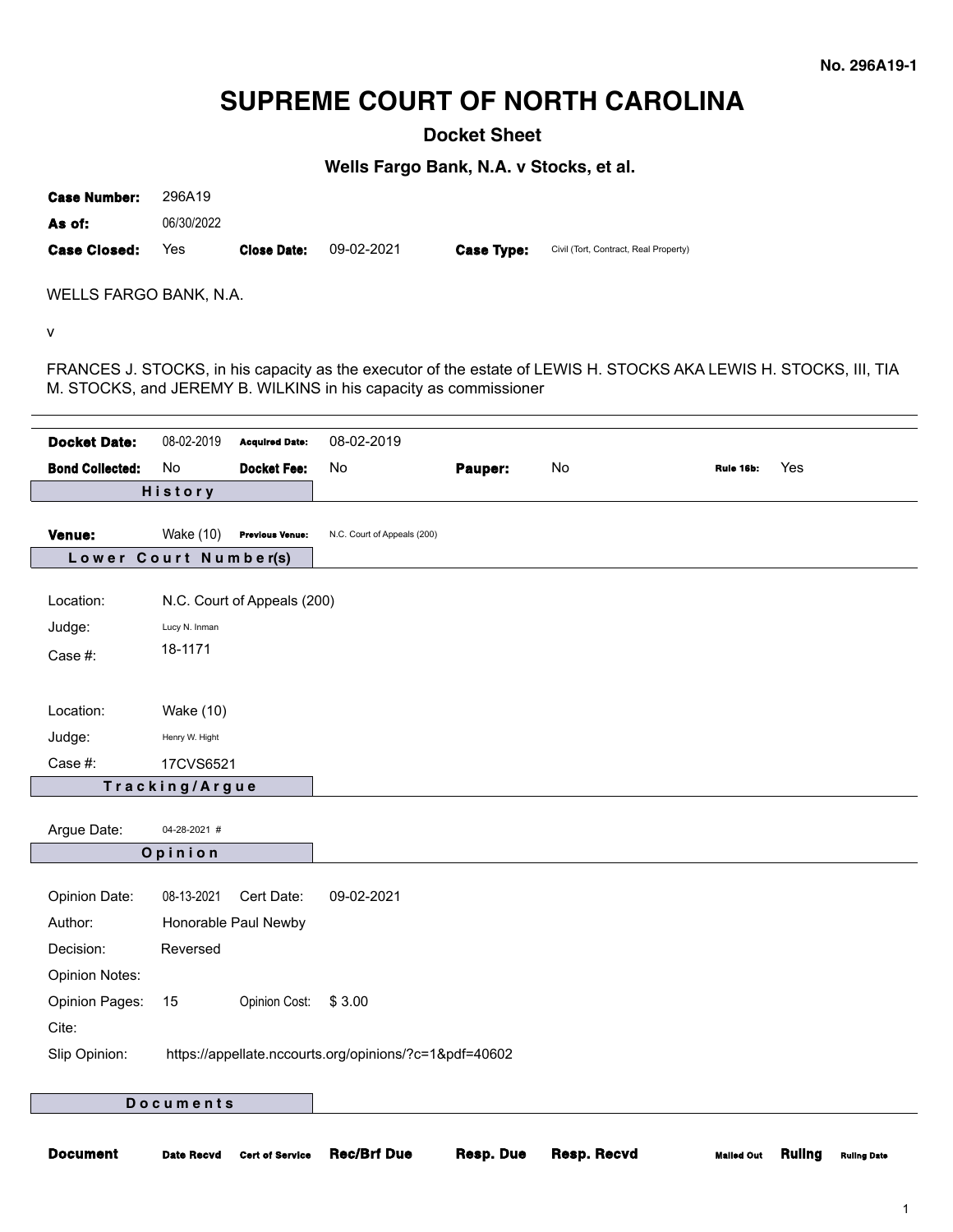No. 296A19-1

# SUPREME COURT OF NORTH CAROLINA

## Docket Sheet

### Wells Fargo Bank, N.A. v Stocks, et al.

| | | | | | |
|---|---|---|---|---|---|
| **Case Number:** | 296A19 | | | | |
| **As of:** | 06/30/2022 | | | | |
| **Case Closed:** | Yes | **Close Date:** | 09-02-2021 | **Case Type:** | Civil (Tort, Contract, Real Property) |

WELLS FARGO BANK, N.A.

v

FRANCES J. STOCKS, in his capacity as the executor of the estate of LEWIS H. STOCKS AKA LEWIS H. STOCKS, III, TIA M. STOCKS, and JEREMY B. WILKINS in his capacity as commissioner

---

| | | | | | | | |
|---|---|---|---|---|---|---|---|
| **Docket Date:** | 08-02-2019 | **Acquired Date:** | 08-02-2019 | | | | |
| **Bond Collected:** | No | **Docket Fee:** | No | **Pauper:** | No | **Rule 16b:** | Yes |

**History**

| | | | |
|---|---|---|---|
| **Venue:** | Wake (10) | **Previous Venue:** | N.C. Court of Appeals (200) |

**Lower Court Number(s)**

Location: N.C. Court of Appeals (200)
Judge: Lucy N. Inman
Case #: 18-1171

Location: Wake (10)
Judge: Henry W. Hight
Case #: 17CVS6521

**Tracking/Argue**

Argue Date: 04-28-2021 #

**Opinion**

| | | | |
|---|---|---|---|
| Opinion Date: | 08-13-2021 | Cert Date: | 09-02-2021 |
| Author: | Honorable Paul Newby | | |
| Decision: | Reversed | | |
| Opinion Notes: | | | |
| Opinion Pages: | 15 | Opinion Cost: | $ 3.00 |
| Cite: | | | |
| Slip Opinion: | https://appellate.nccourts.org/opinions/?c=1&pdf=40602 | | |

**Documents**

| Document | Date Recvd | Cert of Service | Rec/Brf Due | Resp. Due | Resp. Recvd | Mailed Out | Ruling | Ruling Date |
|---|---|---|---|---|---|---|---|---|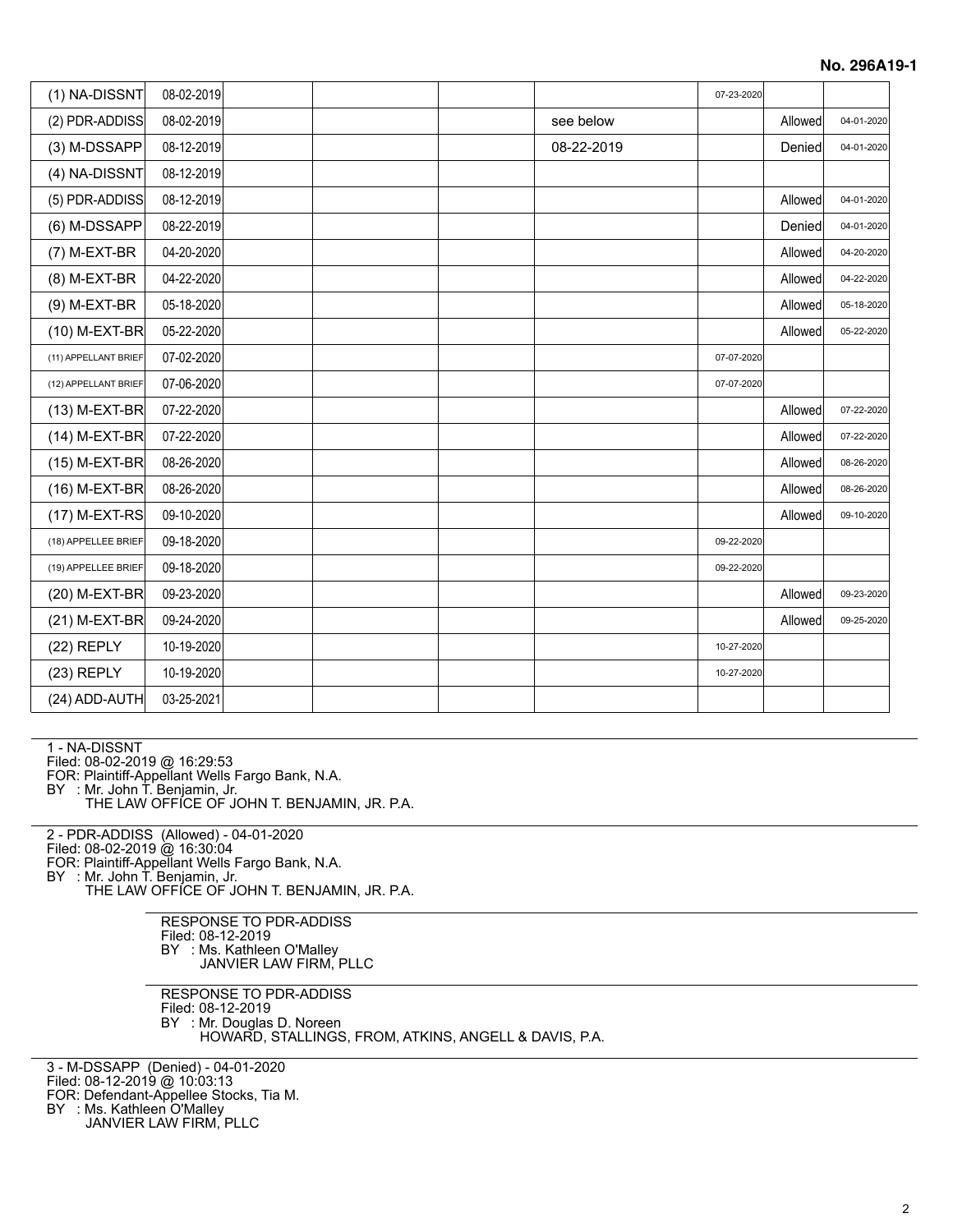| | | | | | | | | |
|---|---|---|---|---|---|---|---|---|
| (1) NA-DISSNT | 08-02-2019 | | | | | 07-23-2020 | | |
| (2) PDR-ADDISS | 08-02-2019 | | | | see below | | Allowed | 04-01-2020 |
| (3) M-DSSAPP | 08-12-2019 | | | | 08-22-2019 | | Denied | 04-01-2020 |
| (4) NA-DISSNT | 08-12-2019 | | | | | | | |
| (5) PDR-ADDISS | 08-12-2019 | | | | | | Allowed | 04-01-2020 |
| (6) M-DSSAPP | 08-22-2019 | | | | | | Denied | 04-01-2020 |
| (7) M-EXT-BR | 04-20-2020 | | | | | | Allowed | 04-20-2020 |
| (8) M-EXT-BR | 04-22-2020 | | | | | | Allowed | 04-22-2020 |
| (9) M-EXT-BR | 05-18-2020 | | | | | | Allowed | 05-18-2020 |
| (10) M-EXT-BR | 05-22-2020 | | | | | | Allowed | 05-22-2020 |
| (11) APPELLANT BRIEF | 07-02-2020 | | | | | 07-07-2020 | | |
| (12) APPELLANT BRIEF | 07-06-2020 | | | | | 07-07-2020 | | |
| (13) M-EXT-BR | 07-22-2020 | | | | | | Allowed | 07-22-2020 |
| (14) M-EXT-BR | 07-22-2020 | | | | | | Allowed | 07-22-2020 |
| (15) M-EXT-BR | 08-26-2020 | | | | | | Allowed | 08-26-2020 |
| (16) M-EXT-BR | 08-26-2020 | | | | | | Allowed | 08-26-2020 |
| (17) M-EXT-RS | 09-10-2020 | | | | | | Allowed | 09-10-2020 |
| (18) APPELLEE BRIEF | 09-18-2020 | | | | | 09-22-2020 | | |
| (19) APPELLEE BRIEF | 09-18-2020 | | | | | 09-22-2020 | | |
| (20) M-EXT-BR | 09-23-2020 | | | | | | Allowed | 09-23-2020 |
| (21) M-EXT-BR | 09-24-2020 | | | | | | Allowed | 09-25-2020 |
| (22) REPLY | 10-19-2020 | | | | | 10-27-2020 | | |
| (23) REPLY | 10-19-2020 | | | | | 10-27-2020 | | |
| (24) ADD-AUTH | 03-25-2021 | | | | | | | |

---

1 - NA-DISSNT
Filed: 08-02-2019 @ 16:29:53
FOR: Plaintiff-Appellant Wells Fargo Bank, N.A.
BY : Mr. John T. Benjamin, Jr.
THE LAW OFFICE OF JOHN T. BENJAMIN, JR. P.A.

---

2 - PDR-ADDISS (Allowed) - 04-01-2020
Filed: 08-02-2019 @ 16:30:04
FOR: Plaintiff-Appellant Wells Fargo Bank, N.A.
BY : Mr. John T. Benjamin, Jr.
THE LAW OFFICE OF JOHN T. BENJAMIN, JR. P.A.

> RESPONSE TO PDR-ADDISS
> Filed: 08-12-2019
> BY : Ms. Kathleen O'Malley
> JANVIER LAW FIRM, PLLC

> RESPONSE TO PDR-ADDISS
> Filed: 08-12-2019
> BY : Mr. Douglas D. Noreen
> HOWARD, STALLINGS, FROM, ATKINS, ANGELL & DAVIS, P.A.

---

3 - M-DSSAPP (Denied) - 04-01-2020
Filed: 08-12-2019 @ 10:03:13
FOR: Defendant-Appellee Stocks, Tia M.
BY : Ms. Kathleen O'Malley
JANVIER LAW FIRM, PLLC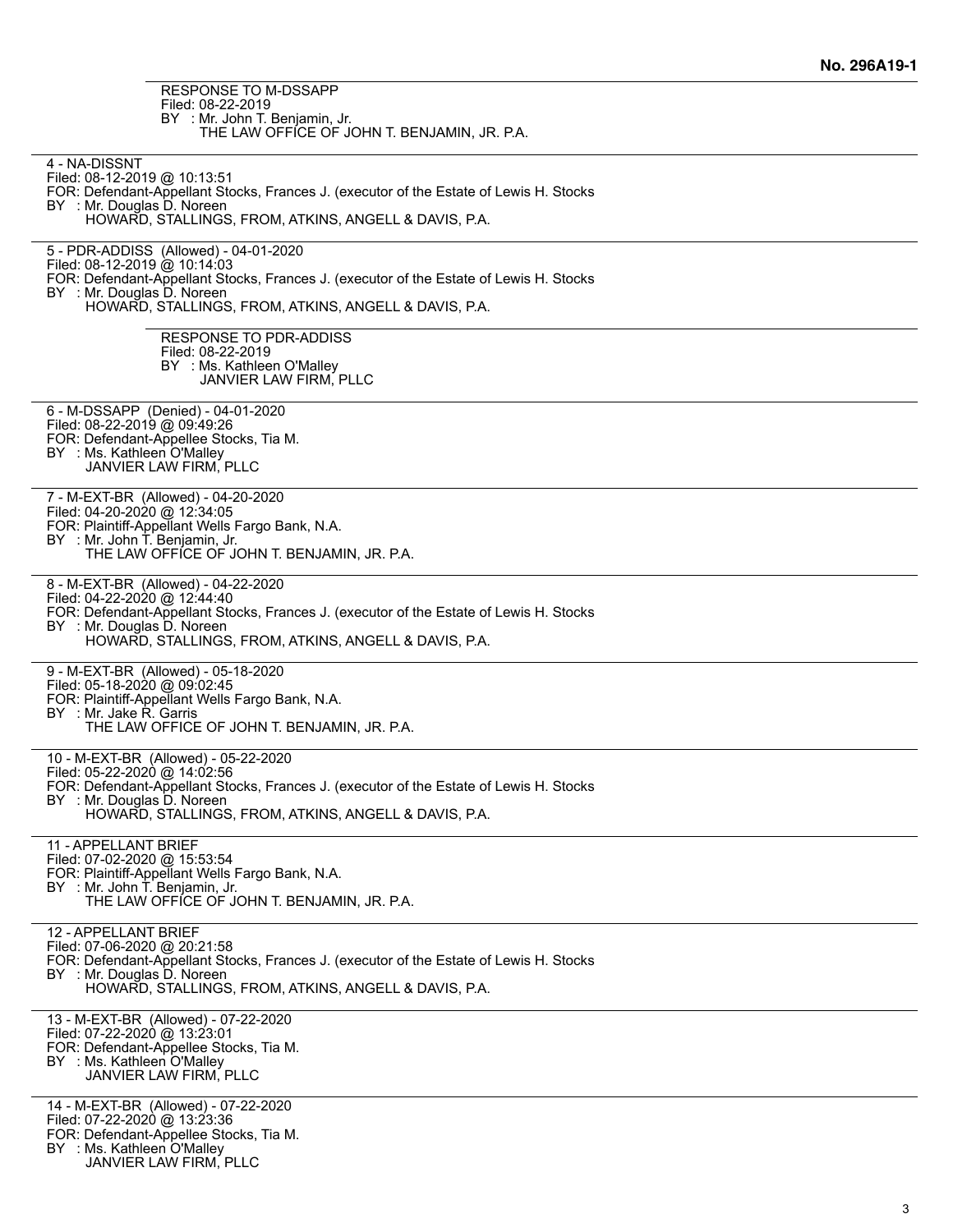RESPONSE TO M-DSSAPP
Filed: 08-22-2019
BY : Mr. John T. Benjamin, Jr.
THE LAW OFFICE OF JOHN T. BENJAMIN, JR. P.A.

---

4 - NA-DISSNT
Filed: 08-12-2019 @ 10:13:51
FOR: Defendant-Appellant Stocks, Frances J. (executor of the Estate of Lewis H. Stocks
BY : Mr. Douglas D. Noreen
HOWARD, STALLINGS, FROM, ATKINS, ANGELL & DAVIS, P.A.

---

5 - PDR-ADDISS (Allowed) - 04-01-2020
Filed: 08-12-2019 @ 10:14:03
FOR: Defendant-Appellant Stocks, Frances J. (executor of the Estate of Lewis H. Stocks
BY : Mr. Douglas D. Noreen
HOWARD, STALLINGS, FROM, ATKINS, ANGELL & DAVIS, P.A.

RESPONSE TO PDR-ADDISS
Filed: 08-22-2019
BY : Ms. Kathleen O'Malley
JANVIER LAW FIRM, PLLC

---

6 - M-DSSAPP (Denied) - 04-01-2020
Filed: 08-22-2019 @ 09:49:26
FOR: Defendant-Appellee Stocks, Tia M.
BY : Ms. Kathleen O'Malley
JANVIER LAW FIRM, PLLC

---

7 - M-EXT-BR (Allowed) - 04-20-2020
Filed: 04-20-2020 @ 12:34:05
FOR: Plaintiff-Appellant Wells Fargo Bank, N.A.
BY : Mr. John T. Benjamin, Jr.
THE LAW OFFICE OF JOHN T. BENJAMIN, JR. P.A.

---

8 - M-EXT-BR (Allowed) - 04-22-2020
Filed: 04-22-2020 @ 12:44:40
FOR: Defendant-Appellant Stocks, Frances J. (executor of the Estate of Lewis H. Stocks
BY : Mr. Douglas D. Noreen
HOWARD, STALLINGS, FROM, ATKINS, ANGELL & DAVIS, P.A.

---

9 - M-EXT-BR (Allowed) - 05-18-2020
Filed: 05-18-2020 @ 09:02:45
FOR: Plaintiff-Appellant Wells Fargo Bank, N.A.
BY : Mr. Jake R. Garris
THE LAW OFFICE OF JOHN T. BENJAMIN, JR. P.A.

---

10 - M-EXT-BR (Allowed) - 05-22-2020
Filed: 05-22-2020 @ 14:02:56
FOR: Defendant-Appellant Stocks, Frances J. (executor of the Estate of Lewis H. Stocks
BY : Mr. Douglas D. Noreen
HOWARD, STALLINGS, FROM, ATKINS, ANGELL & DAVIS, P.A.

---

11 - APPELLANT BRIEF
Filed: 07-02-2020 @ 15:53:54
FOR: Plaintiff-Appellant Wells Fargo Bank, N.A.
BY : Mr. John T. Benjamin, Jr.
THE LAW OFFICE OF JOHN T. BENJAMIN, JR. P.A.

---

12 - APPELLANT BRIEF
Filed: 07-06-2020 @ 20:21:58
FOR: Defendant-Appellant Stocks, Frances J. (executor of the Estate of Lewis H. Stocks
BY : Mr. Douglas D. Noreen
HOWARD, STALLINGS, FROM, ATKINS, ANGELL & DAVIS, P.A.

---

13 - M-EXT-BR (Allowed) - 07-22-2020
Filed: 07-22-2020 @ 13:23:01
FOR: Defendant-Appellee Stocks, Tia M.
BY : Ms. Kathleen O'Malley
JANVIER LAW FIRM, PLLC

---

14 - M-EXT-BR (Allowed) - 07-22-2020
Filed: 07-22-2020 @ 13:23:36
FOR: Defendant-Appellee Stocks, Tia M.
BY : Ms. Kathleen O'Malley
JANVIER LAW FIRM, PLLC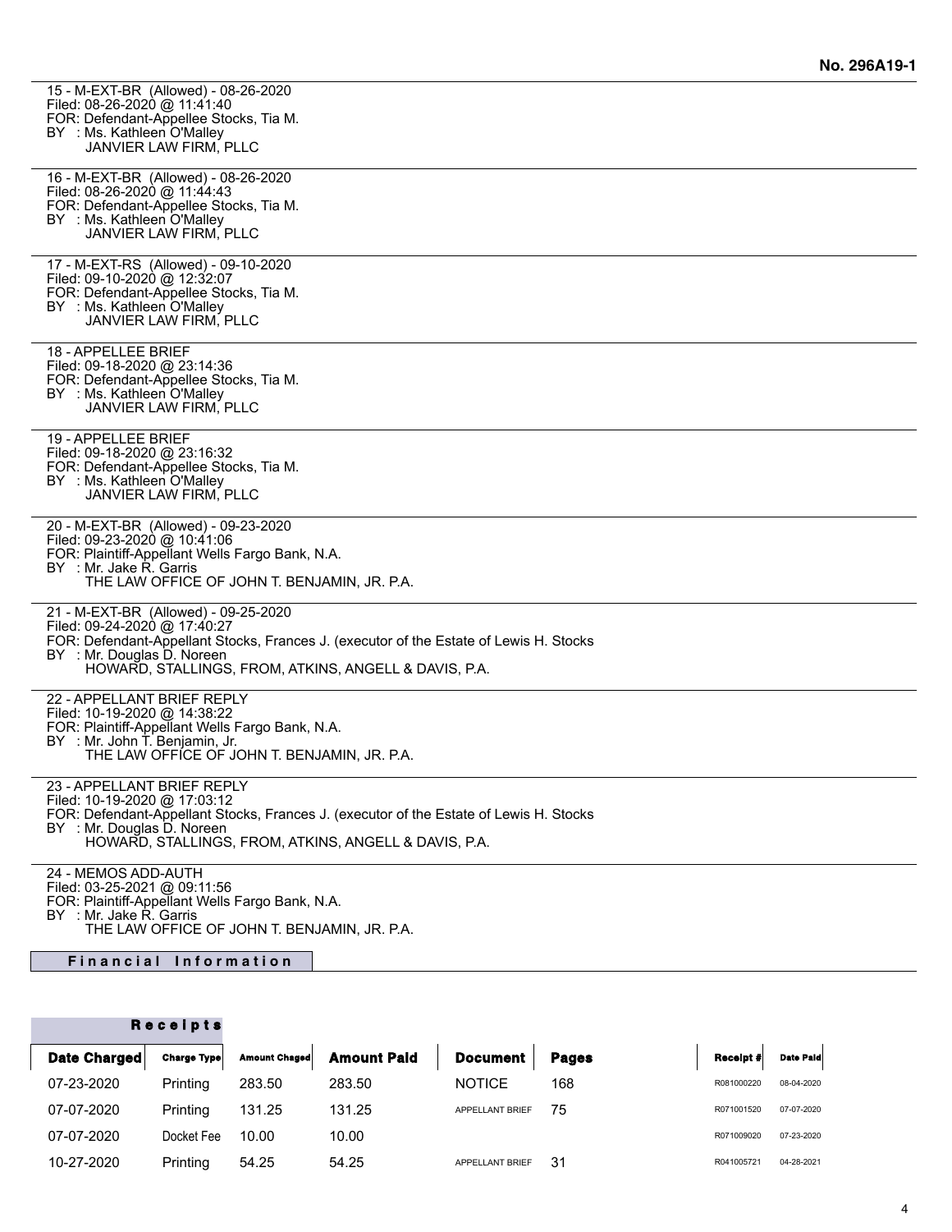**No. 296A19-1**

15 - M-EXT-BR (Allowed) - 08-26-2020
Filed: 08-26-2020 @ 11:41:40
FOR: Defendant-Appellee Stocks, Tia M.
BY : Ms. Kathleen O'Malley
JANVIER LAW FIRM, PLLC

16 - M-EXT-BR (Allowed) - 08-26-2020
Filed: 08-26-2020 @ 11:44:43
FOR: Defendant-Appellee Stocks, Tia M.
BY : Ms. Kathleen O'Malley
JANVIER LAW FIRM, PLLC

17 - M-EXT-RS (Allowed) - 09-10-2020
Filed: 09-10-2020 @ 12:32:07
FOR: Defendant-Appellee Stocks, Tia M.
BY : Ms. Kathleen O'Malley
JANVIER LAW FIRM, PLLC

18 - APPELLEE BRIEF
Filed: 09-18-2020 @ 23:14:36
FOR: Defendant-Appellee Stocks, Tia M.
BY : Ms. Kathleen O'Malley
JANVIER LAW FIRM, PLLC

19 - APPELLEE BRIEF
Filed: 09-18-2020 @ 23:16:32
FOR: Defendant-Appellee Stocks, Tia M.
BY : Ms. Kathleen O'Malley
JANVIER LAW FIRM, PLLC

20 - M-EXT-BR (Allowed) - 09-23-2020
Filed: 09-23-2020 @ 10:41:06
FOR: Plaintiff-Appellant Wells Fargo Bank, N.A.
BY : Mr. Jake R. Garris
THE LAW OFFICE OF JOHN T. BENJAMIN, JR. P.A.

21 - M-EXT-BR (Allowed) - 09-25-2020
Filed: 09-24-2020 @ 17:40:27
FOR: Defendant-Appellant Stocks, Frances J. (executor of the Estate of Lewis H. Stocks
BY : Mr. Douglas D. Noreen
HOWARD, STALLINGS, FROM, ATKINS, ANGELL & DAVIS, P.A.

22 - APPELLANT BRIEF REPLY
Filed: 10-19-2020 @ 14:38:22
FOR: Plaintiff-Appellant Wells Fargo Bank, N.A.
BY : Mr. John T. Benjamin, Jr.
THE LAW OFFICE OF JOHN T. BENJAMIN, JR. P.A.

23 - APPELLANT BRIEF REPLY
Filed: 10-19-2020 @ 17:03:12
FOR: Defendant-Appellant Stocks, Frances J. (executor of the Estate of Lewis H. Stocks
BY : Mr. Douglas D. Noreen
HOWARD, STALLINGS, FROM, ATKINS, ANGELL & DAVIS, P.A.

24 - MEMOS ADD-AUTH
Filed: 03-25-2021 @ 09:11:56
FOR: Plaintiff-Appellant Wells Fargo Bank, N.A.
BY : Mr. Jake R. Garris
THE LAW OFFICE OF JOHN T. BENJAMIN, JR. P.A.

## Financial Information

### Receipts

| Date Charged | Charge Type | Amount Chaged | Amount Paid | Document | Pages | Receipt # | Date Paid |
|---|---|---|---|---|---|---|---|
| 07-23-2020 | Printing | 283.50 | 283.50 | NOTICE | 168 | R081000220 | 08-04-2020 |
| 07-07-2020 | Printing | 131.25 | 131.25 | APPELLANT BRIEF | 75 | R071001520 | 07-07-2020 |
| 07-07-2020 | Docket Fee | 10.00 | 10.00 | | | R071009020 | 07-23-2020 |
| 10-27-2020 | Printing | 54.25 | 54.25 | APPELLANT BRIEF | 31 | R041005721 | 04-28-2021 |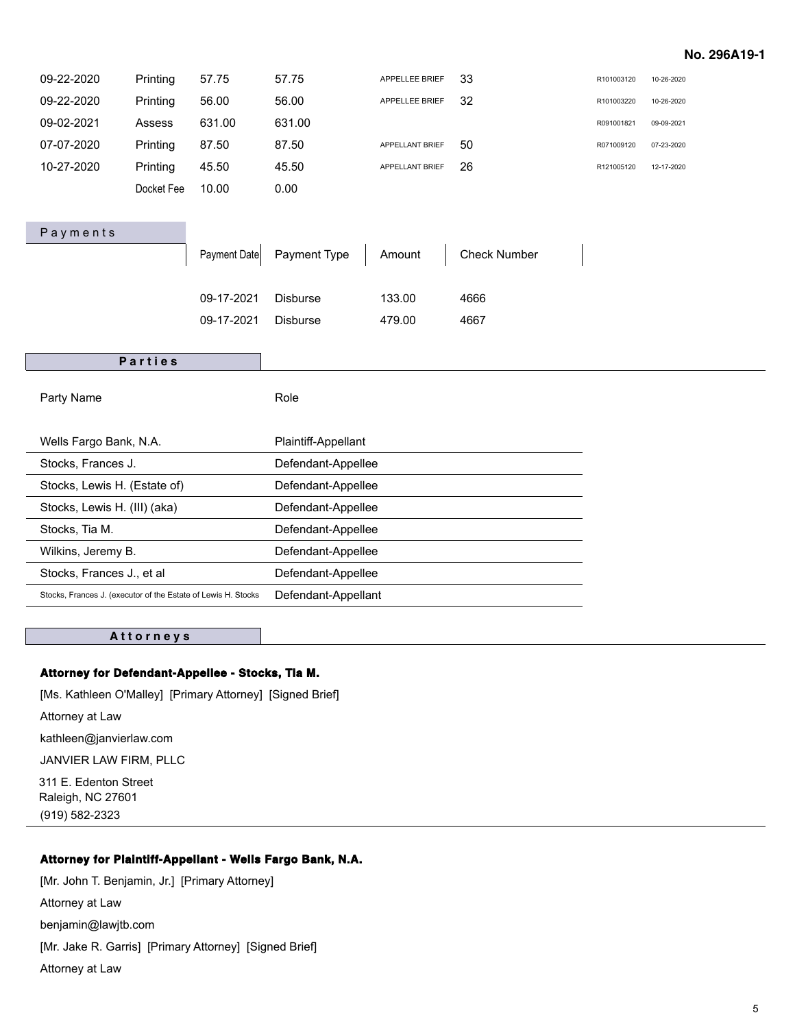**No. 296A19-1**

| | | | | | | | |
|---|---|---|---|---|---|---|---|
| 09-22-2020 | Printing | 57.75 | 57.75 | APPELLEE BRIEF | 33 | R101003120 | 10-26-2020 |
| 09-22-2020 | Printing | 56.00 | 56.00 | APPELLEE BRIEF | 32 | R101003220 | 10-26-2020 |
| 09-02-2021 | Assess | 631.00 | 631.00 | | | R091001821 | 09-09-2021 |
| 07-07-2020 | Printing | 87.50 | 87.50 | APPELLANT BRIEF | 50 | R071009120 | 07-23-2020 |
| 10-27-2020 | Printing | 45.50 | 45.50 | APPELLANT BRIEF | 26 | R121005120 | 12-17-2020 |
| | Docket Fee | 10.00 | 0.00 | | | | |

## Payments

| Payment Date | Payment Type | Amount | Check Number |
|---|---|---|---|
| 09-17-2021 | Disburse | 133.00 | 4666 |
| 09-17-2021 | Disburse | 479.00 | 4667 |

## Parties

| Party Name | Role |
|---|---|
| Wells Fargo Bank, N.A. | Plaintiff-Appellant |
| Stocks, Frances J. | Defendant-Appellee |
| Stocks, Lewis H. (Estate of) | Defendant-Appellee |
| Stocks, Lewis H. (III) (aka) | Defendant-Appellee |
| Stocks, Tia M. | Defendant-Appellee |
| Wilkins, Jeremy B. | Defendant-Appellee |
| Stocks, Frances J., et al | Defendant-Appellee |
| Stocks, Frances J. (executor of the Estate of Lewis H. Stocks | Defendant-Appellant |

## Attorneys

**Attorney for Defendant-Appellee - Stocks, Tia M.**

[Ms. Kathleen O'Malley] [Primary Attorney] [Signed Brief]

Attorney at Law

kathleen@janvierlaw.com

JANVIER LAW FIRM, PLLC

311 E. Edenton Street
Raleigh, NC 27601
(919) 582-2323

**Attorney for Plaintiff-Appellant - Wells Fargo Bank, N.A.**

[Mr. John T. Benjamin, Jr.] [Primary Attorney]

Attorney at Law

benjamin@lawjtb.com

[Mr. Jake R. Garris] [Primary Attorney] [Signed Brief]

Attorney at Law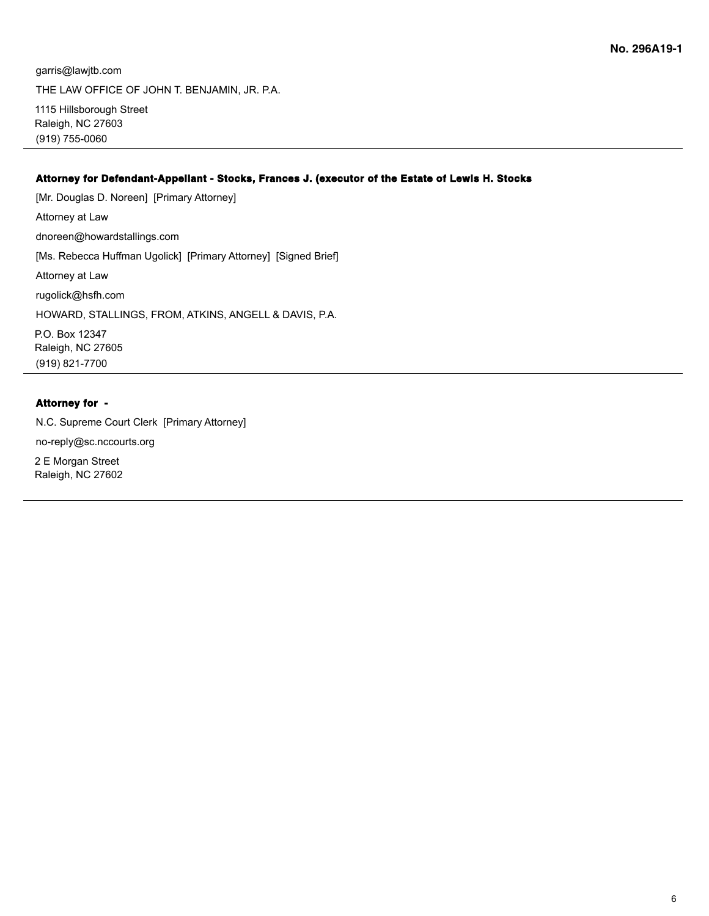garris@lawjtb.com

THE LAW OFFICE OF JOHN T. BENJAMIN, JR. P.A.

1115 Hillsborough Street
Raleigh, NC 27603
(919) 755-0060

---

**Attorney for Defendant-Appellant - Stocks, Frances J. (executor of the Estate of Lewis H. Stocks**

[Mr. Douglas D. Noreen] [Primary Attorney]

Attorney at Law

dnoreen@howardstallings.com

[Ms. Rebecca Huffman Ugolick] [Primary Attorney] [Signed Brief]

Attorney at Law

rugolick@hsfh.com

HOWARD, STALLINGS, FROM, ATKINS, ANGELL & DAVIS, P.A.

P.O. Box 12347
Raleigh, NC 27605
(919) 821-7700

---

**Attorney for -**

N.C. Supreme Court Clerk [Primary Attorney]

no-reply@sc.nccourts.org

2 E Morgan Street
Raleigh, NC 27602

---